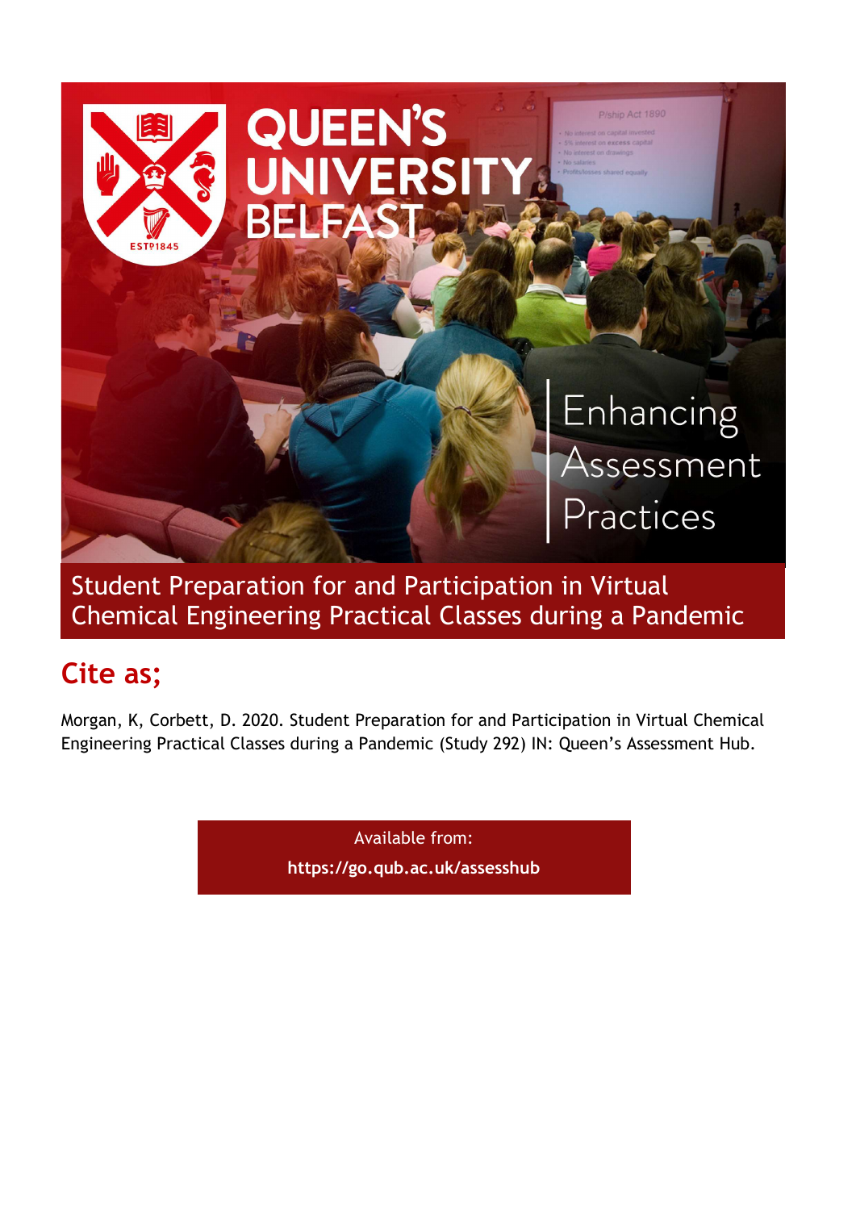# Student Preparation for and Participation in Virtual Chemical Engineering Practical Classes during a Pandemic

## Cite as;

Morgan, K, Corbett, D. 2020. Student Preparation for and Participation in Virtual Chemical Engineering Practical Classes during a Pandemic (Study 292) IN: Queen's Assessment Hub.

Available from:
**https://go.qub.ac.uk/assesshub**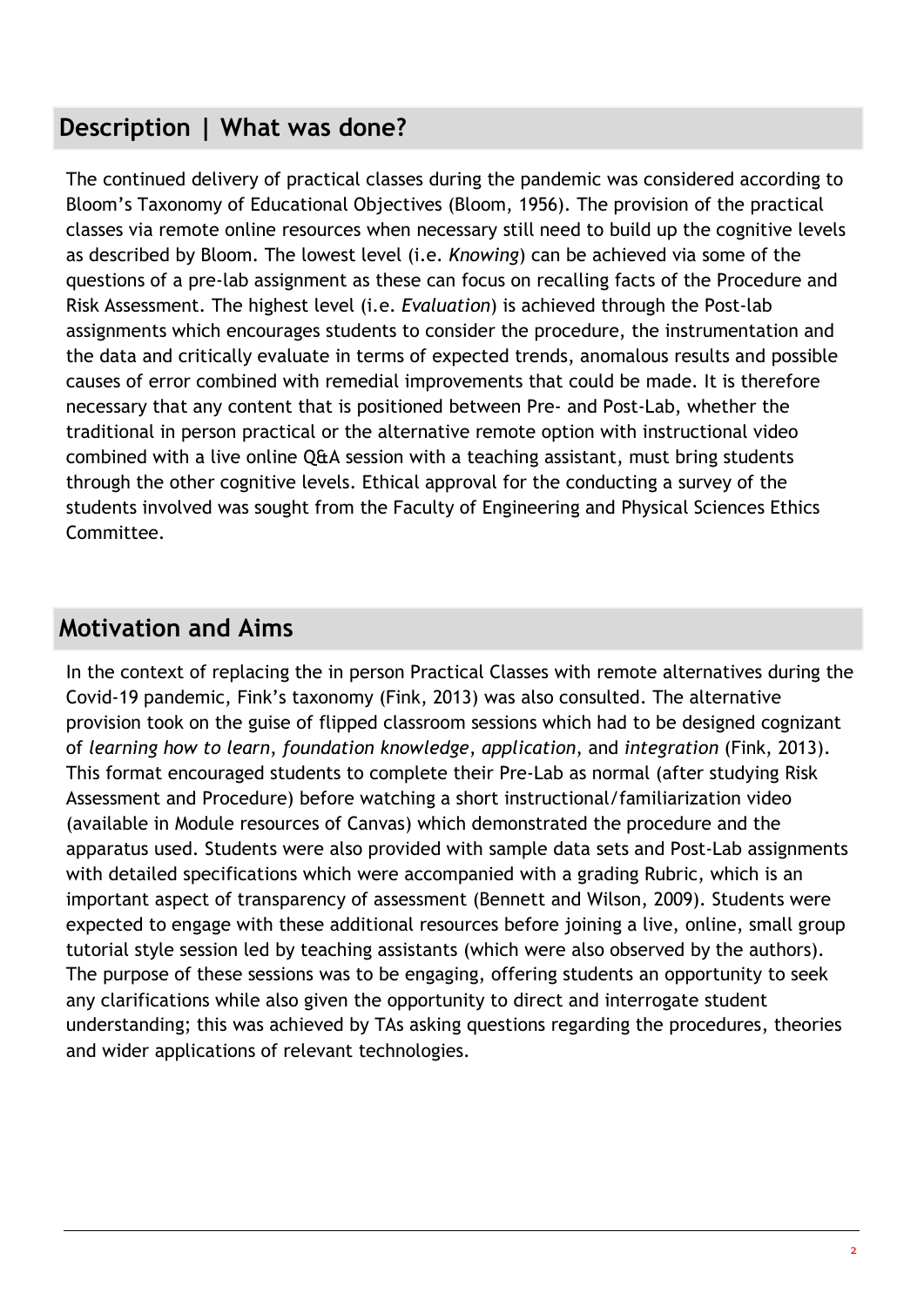## Description | What was done?

The continued delivery of practical classes during the pandemic was considered according to Bloom's Taxonomy of Educational Objectives (Bloom, 1956). The provision of the practical classes via remote online resources when necessary still need to build up the cognitive levels as described by Bloom. The lowest level (i.e. *Knowing*) can be achieved via some of the questions of a pre-lab assignment as these can focus on recalling facts of the Procedure and Risk Assessment. The highest level (i.e. *Evaluation*) is achieved through the Post-lab assignments which encourages students to consider the procedure, the instrumentation and the data and critically evaluate in terms of expected trends, anomalous results and possible causes of error combined with remedial improvements that could be made. It is therefore necessary that any content that is positioned between Pre- and Post-Lab, whether the traditional in person practical or the alternative remote option with instructional video combined with a live online Q&A session with a teaching assistant, must bring students through the other cognitive levels. Ethical approval for the conducting a survey of the students involved was sought from the Faculty of Engineering and Physical Sciences Ethics Committee.

## Motivation and Aims

In the context of replacing the in person Practical Classes with remote alternatives during the Covid-19 pandemic, Fink's taxonomy (Fink, 2013) was also consulted. The alternative provision took on the guise of flipped classroom sessions which had to be designed cognizant of *learning how to learn*, *foundation knowledge*, *application*, and *integration* (Fink, 2013). This format encouraged students to complete their Pre-Lab as normal (after studying Risk Assessment and Procedure) before watching a short instructional/familiarization video (available in Module resources of Canvas) which demonstrated the procedure and the apparatus used. Students were also provided with sample data sets and Post-Lab assignments with detailed specifications which were accompanied with a grading Rubric, which is an important aspect of transparency of assessment (Bennett and Wilson, 2009). Students were expected to engage with these additional resources before joining a live, online, small group tutorial style session led by teaching assistants (which were also observed by the authors). The purpose of these sessions was to be engaging, offering students an opportunity to seek any clarifications while also given the opportunity to direct and interrogate student understanding; this was achieved by TAs asking questions regarding the procedures, theories and wider applications of relevant technologies.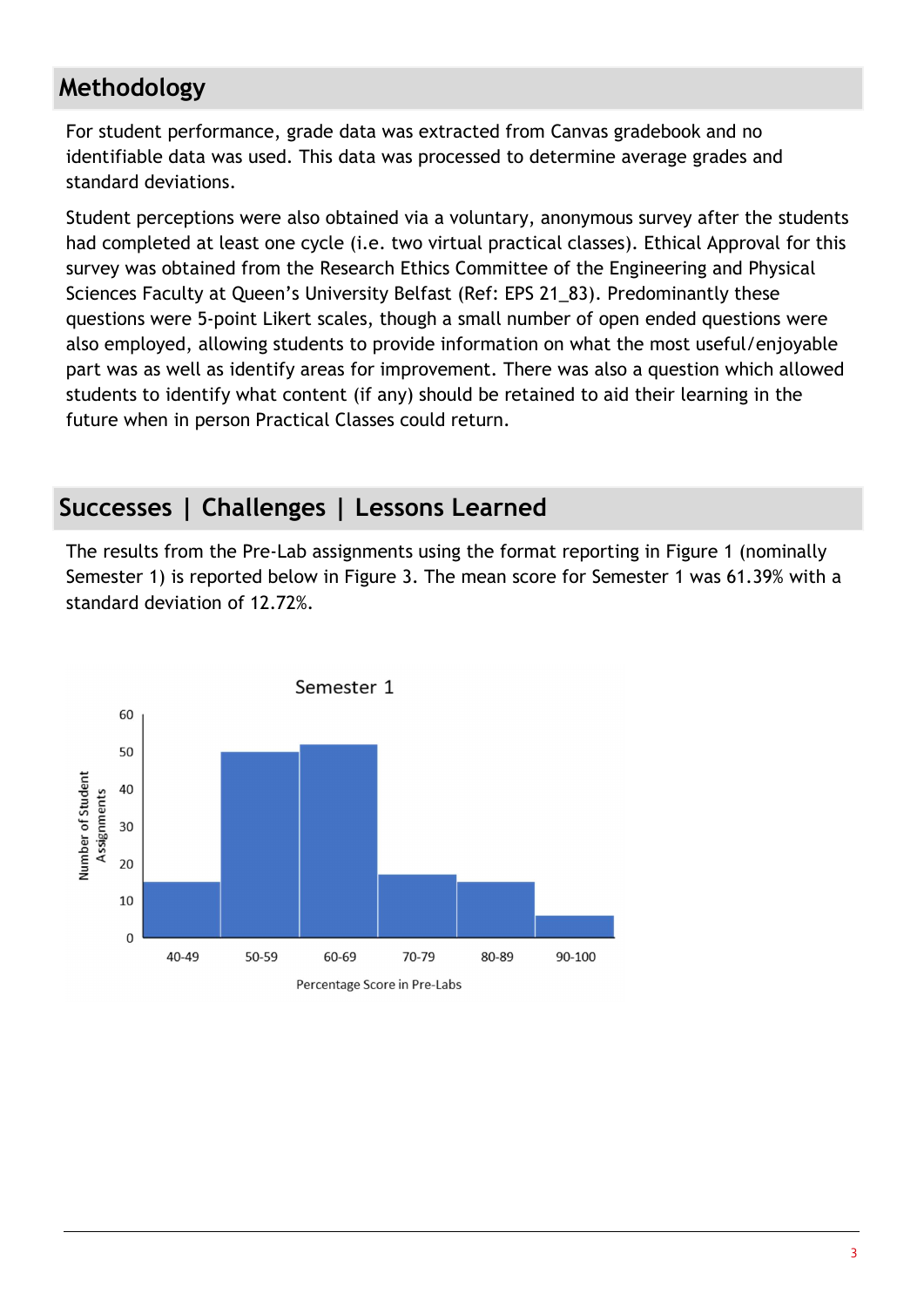## Methodology

For student performance, grade data was extracted from Canvas gradebook and no identifiable data was used. This data was processed to determine average grades and standard deviations.

Student perceptions were also obtained via a voluntary, anonymous survey after the students had completed at least one cycle (i.e. two virtual practical classes). Ethical Approval for this survey was obtained from the Research Ethics Committee of the Engineering and Physical Sciences Faculty at Queen's University Belfast (Ref: EPS 21_83). Predominantly these questions were 5-point Likert scales, though a small number of open ended questions were also employed, allowing students to provide information on what the most useful/enjoyable part was as well as identify areas for improvement. There was also a question which allowed students to identify what content (if any) should be retained to aid their learning in the future when in person Practical Classes could return.

## Successes | Challenges | Lessons Learned

The results from the Pre-Lab assignments using the format reporting in Figure 1 (nominally Semester 1) is reported below in Figure 3. The mean score for Semester 1 was 61.39% with a standard deviation of 12.72%.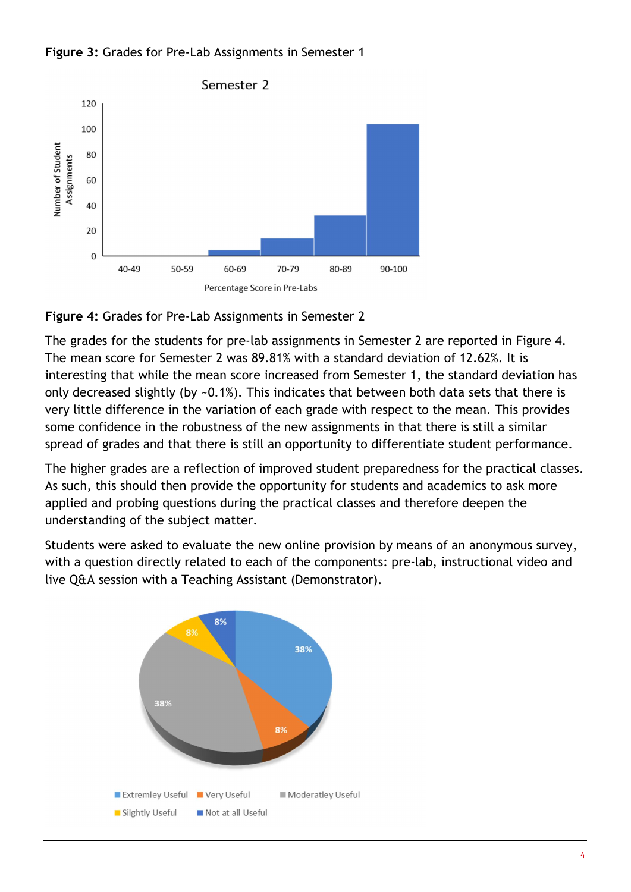**Figure 3:** Grades for Pre-Lab Assignments in Semester 1

**Figure 4:** Grades for Pre-Lab Assignments in Semester 2

The grades for the students for pre-lab assignments in Semester 2 are reported in Figure 4. The mean score for Semester 2 was 89.81% with a standard deviation of 12.62%. It is interesting that while the mean score increased from Semester 1, the standard deviation has only decreased slightly (by ~0.1%). This indicates that between both data sets that there is very little difference in the variation of each grade with respect to the mean. This provides some confidence in the robustness of the new assignments in that there is still a similar spread of grades and that there is still an opportunity to differentiate student performance.

The higher grades are a reflection of improved student preparedness for the practical classes. As such, this should then provide the opportunity for students and academics to ask more applied and probing questions during the practical classes and therefore deepen the understanding of the subject matter.

Students were asked to evaluate the new online provision by means of an anonymous survey, with a question directly related to each of the components: pre-lab, instructional video and live Q&A session with a Teaching Assistant (Demonstrator).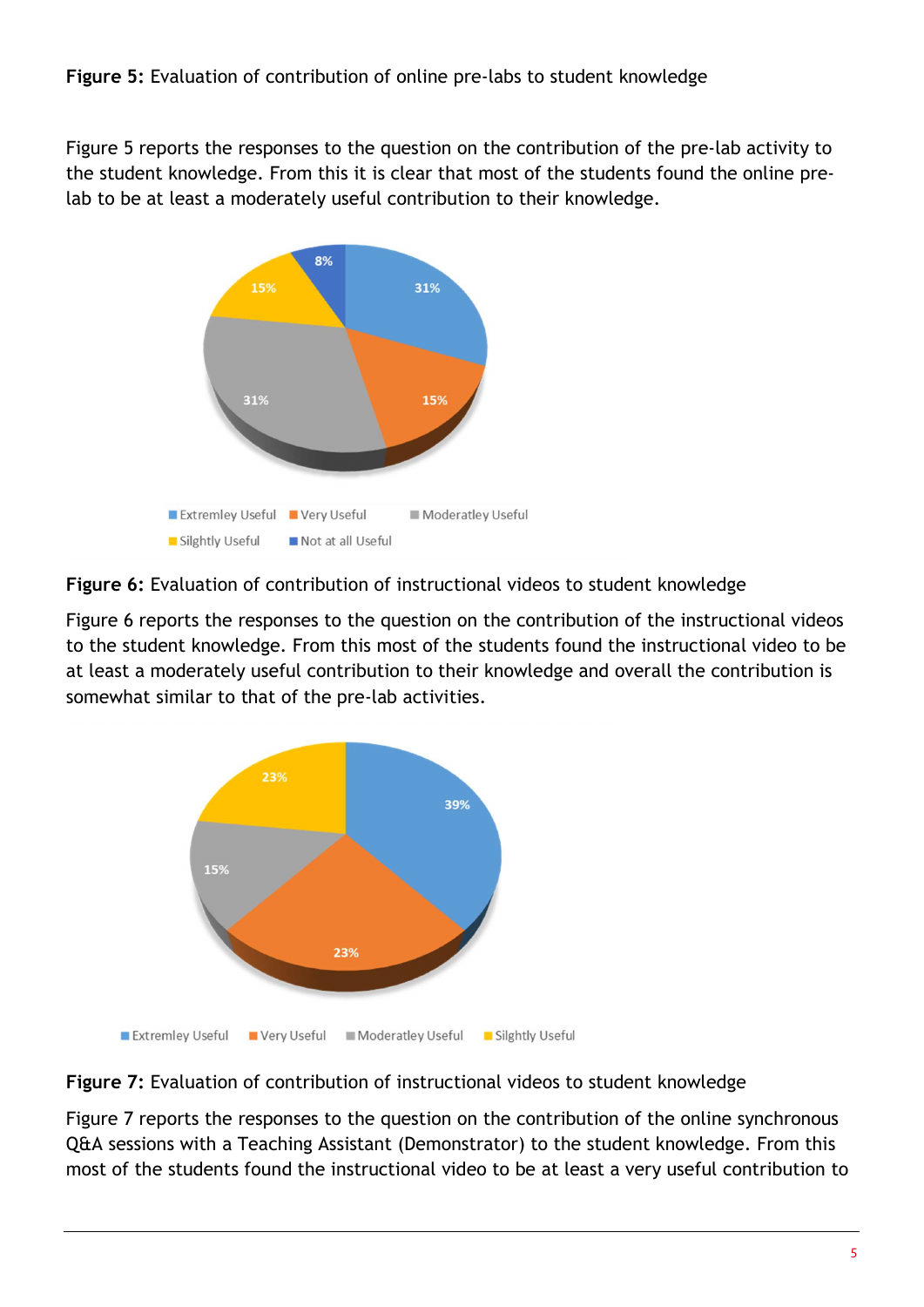**Figure 5:** Evaluation of contribution of online pre-labs to student knowledge

Figure 5 reports the responses to the question on the contribution of the pre-lab activity to the student knowledge. From this it is clear that most of the students found the online pre-lab to be at least a moderately useful contribution to their knowledge.

8%

31%

15%

31%

15%

Extremley Useful  Very Useful  Moderatley Useful

Silghtly Useful  Not at all Useful

**Figure 6:** Evaluation of contribution of instructional videos to student knowledge

Figure 6 reports the responses to the question on the contribution of the instructional videos to the student knowledge. From this most of the students found the instructional video to be at least a moderately useful contribution to their knowledge and overall the contribution is somewhat similar to that of the pre-lab activities.

23%

39%

15%

23%

Extremley Useful  Very Useful  Moderatley Useful  Silghtly Useful

**Figure 7:** Evaluation of contribution of instructional videos to student knowledge

Figure 7 reports the responses to the question on the contribution of the online synchronous Q&A sessions with a Teaching Assistant (Demonstrator) to the student knowledge. From this most of the students found the instructional video to be at least a very useful contribution to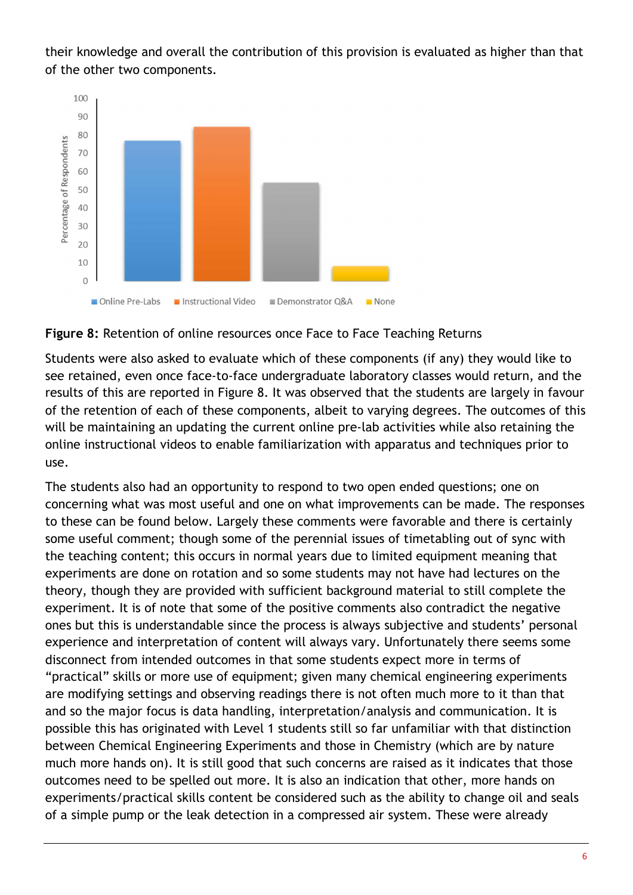their knowledge and overall the contribution of this provision is evaluated as higher than that of the other two components.

**Figure 8:** Retention of online resources once Face to Face Teaching Returns

Students were also asked to evaluate which of these components (if any) they would like to see retained, even once face-to-face undergraduate laboratory classes would return, and the results of this are reported in Figure 8. It was observed that the students are largely in favour of the retention of each of these components, albeit to varying degrees. The outcomes of this will be maintaining an updating the current online pre-lab activities while also retaining the online instructional videos to enable familiarization with apparatus and techniques prior to use.

The students also had an opportunity to respond to two open ended questions; one on concerning what was most useful and one on what improvements can be made. The responses to these can be found below. Largely these comments were favorable and there is certainly some useful comment; though some of the perennial issues of timetabling out of sync with the teaching content; this occurs in normal years due to limited equipment meaning that experiments are done on rotation and so some students may not have had lectures on the theory, though they are provided with sufficient background material to still complete the experiment. It is of note that some of the positive comments also contradict the negative ones but this is understandable since the process is always subjective and students' personal experience and interpretation of content will always vary. Unfortunately there seems some disconnect from intended outcomes in that some students expect more in terms of "practical" skills or more use of equipment; given many chemical engineering experiments are modifying settings and observing readings there is not often much more to it than that and so the major focus is data handling, interpretation/analysis and communication. It is possible this has originated with Level 1 students still so far unfamiliar with that distinction between Chemical Engineering Experiments and those in Chemistry (which are by nature much more hands on). It is still good that such concerns are raised as it indicates that those outcomes need to be spelled out more. It is also an indication that other, more hands on experiments/practical skills content be considered such as the ability to change oil and seals of a simple pump or the leak detection in a compressed air system. These were already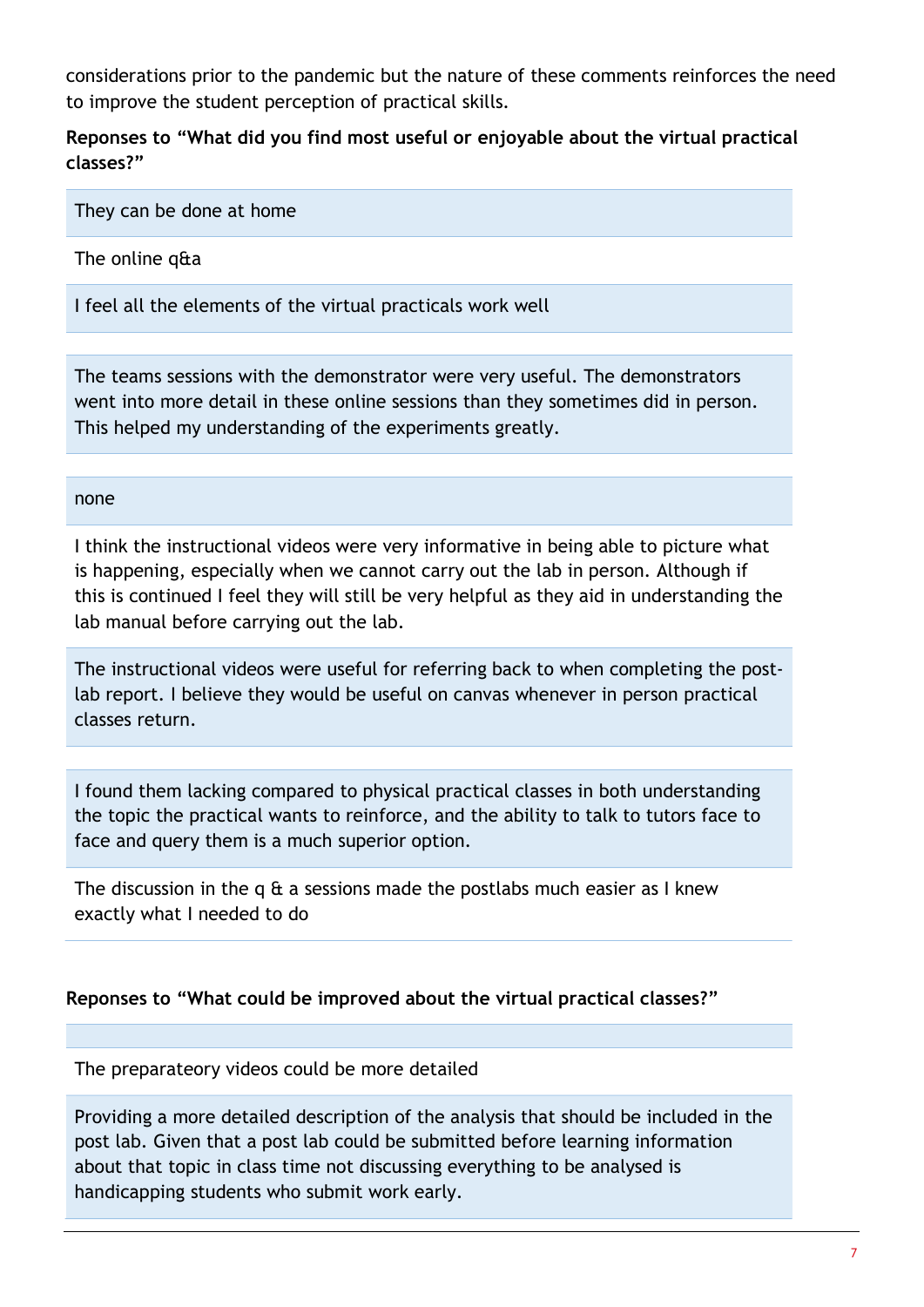considerations prior to the pandemic but the nature of these comments reinforces the need to improve the student perception of practical skills.

**Reponses to “What did you find most useful or enjoyable about the virtual practical classes?”**

| |
|---|
| They can be done at home |
| The online q&a |
| I feel all the elements of the virtual practicals work well |
| |
| The teams sessions with the demonstrator were very useful. The demonstrators went into more detail in these online sessions than they sometimes did in person. This helped my understanding of the experiments greatly. |
| |
| none |
| I think the instructional videos were very informative in being able to picture what is happening, especially when we cannot carry out the lab in person. Although if this is continued I feel they will still be very helpful as they aid in understanding the lab manual before carrying out the lab. |
| The instructional videos were useful for referring back to when completing the post-lab report. I believe they would be useful on canvas whenever in person practical classes return. |
| |
| I found them lacking compared to physical practical classes in both understanding the topic the practical wants to reinforce, and the ability to talk to tutors face to face and query them is a much superior option. |
| The discussion in the q & a sessions made the postlabs much easier as I knew exactly what I needed to do |

**Reponses to “What could be improved about the virtual practical classes?”**

| |
|---|
| |
| The preparateory videos could be more detailed |
| Providing a more detailed description of the analysis that should be included in the post lab. Given that a post lab could be submitted before learning information about that topic in class time not discussing everything to be analysed is handicapping students who submit work early. |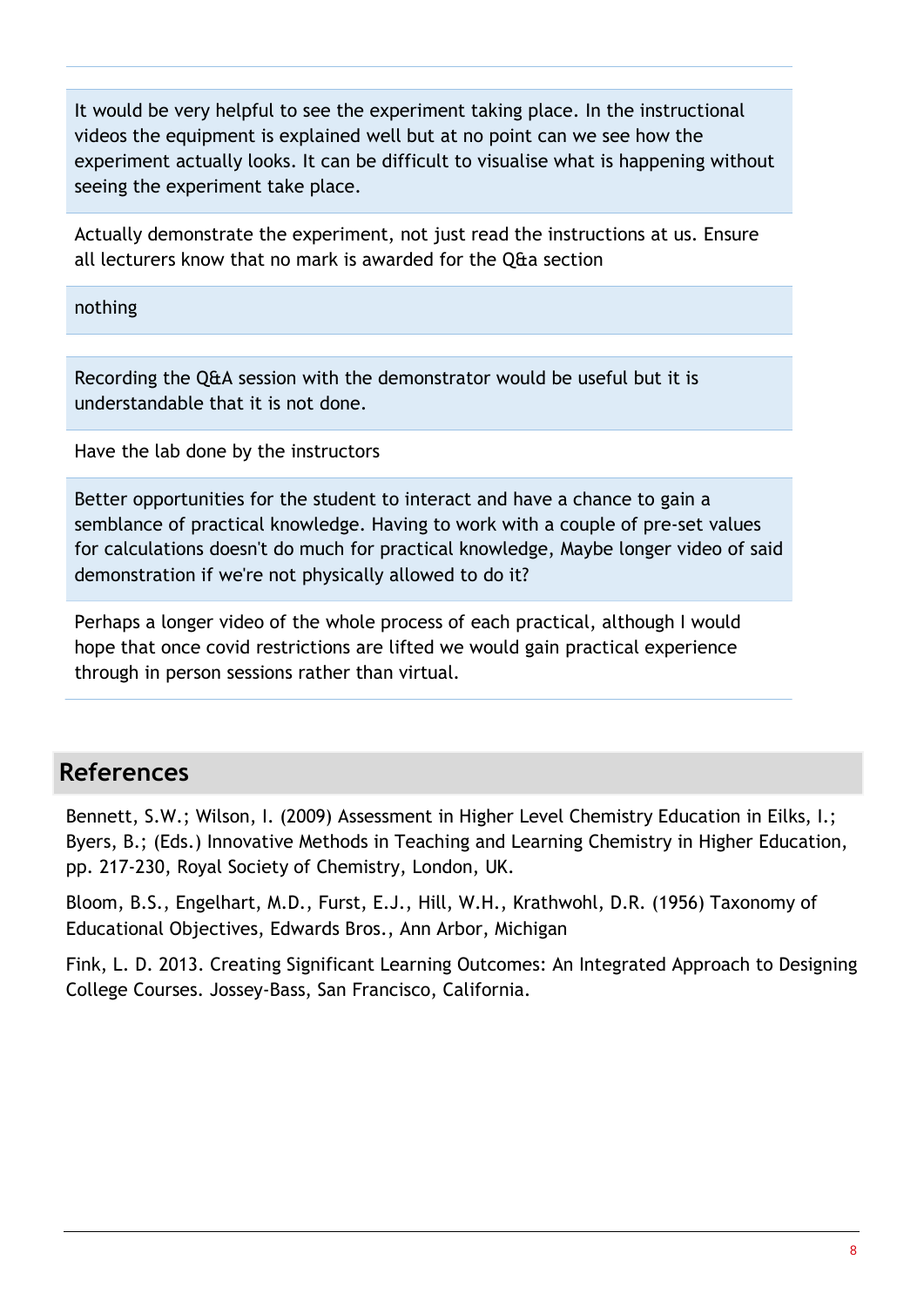| |
|---|
| It would be very helpful to see the experiment taking place. In the instructional videos the equipment is explained well but at no point can we see how the experiment actually looks. It can be difficult to visualise what is happening without seeing the experiment take place. |
| Actually demonstrate the experiment, not just read the instructions at us. Ensure all lecturers know that no mark is awarded for the Q&a section |
| nothing |
| |
| Recording the Q&A session with the demonstrator would be useful but it is understandable that it is not done. |
| Have the lab done by the instructors |
| Better opportunities for the student to interact and have a chance to gain a semblance of practical knowledge. Having to work with a couple of pre-set values for calculations doesn't do much for practical knowledge, Maybe longer video of said demonstration if we're not physically allowed to do it? |
| Perhaps a longer video of the whole process of each practical, although I would hope that once covid restrictions are lifted we would gain practical experience through in person sessions rather than virtual. |

## References

Bennett, S.W.; Wilson, I. (2009) Assessment in Higher Level Chemistry Education in Eilks, I.; Byers, B.; (Eds.) Innovative Methods in Teaching and Learning Chemistry in Higher Education, pp. 217-230, Royal Society of Chemistry, London, UK.

Bloom, B.S., Engelhart, M.D., Furst, E.J., Hill, W.H., Krathwohl, D.R. (1956) Taxonomy of Educational Objectives, Edwards Bros., Ann Arbor, Michigan

Fink, L. D. 2013. Creating Significant Learning Outcomes: An Integrated Approach to Designing College Courses. Jossey-Bass, San Francisco, California.